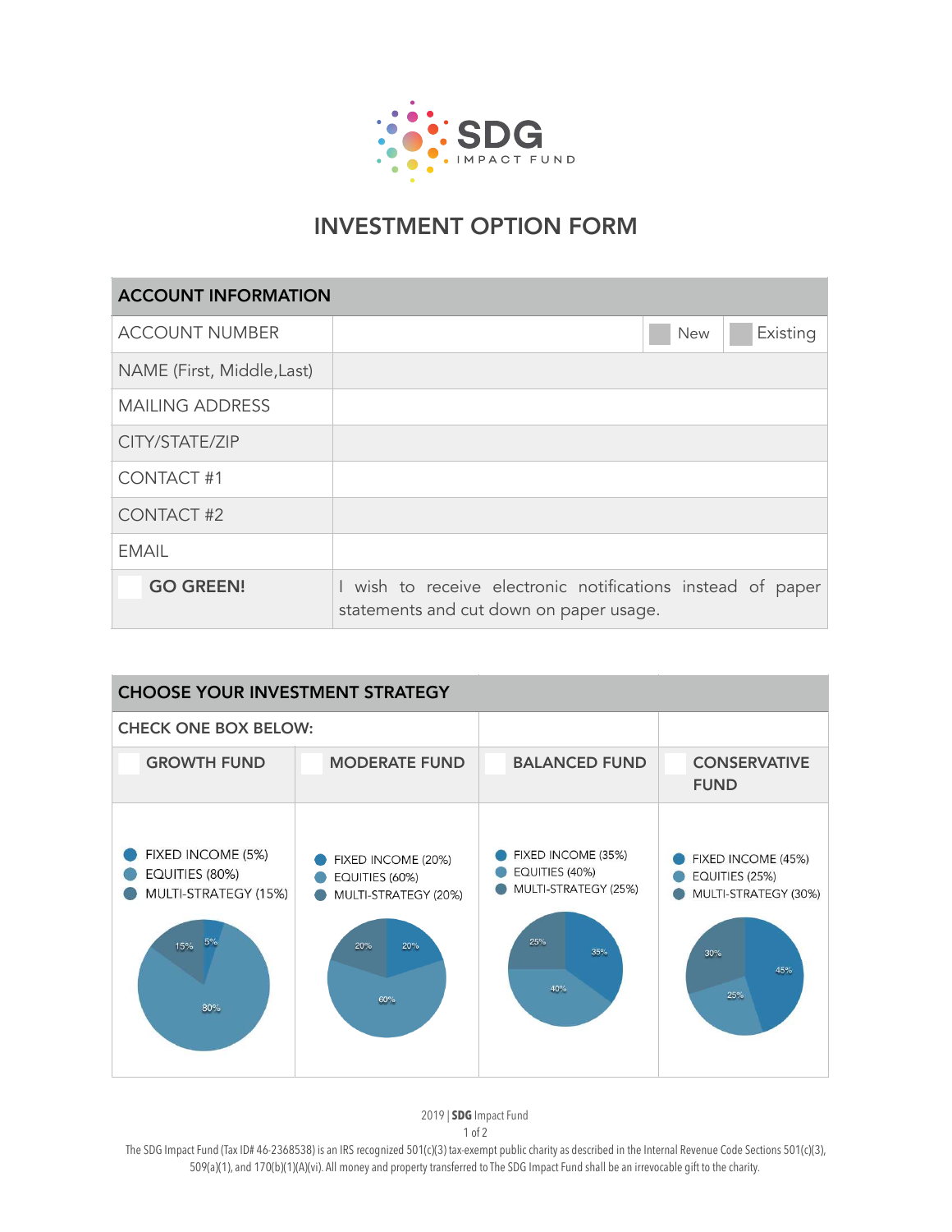# SDG IMPACT FUND

## INVESTMENT OPTION FORM

| ACCOUNT INFORMATION | |
|---|---|
| ACCOUNT NUMBER | ☐ New ☐ Existing |
| NAME (First, Middle,Last) | |
| MAILING ADDRESS | |
| CITY/STATE/ZIP | |
| CONTACT #1 | |
| CONTACT #2 | |
| EMAIL | |
| ☐ **GO GREEN!** | I wish to receive electronic notifications instead of paper statements and cut down on paper usage. |

| CHOOSE YOUR INVESTMENT STRATEGY | | | |
|---|---|---|---|
| CHECK ONE BOX BELOW: | | | |
| ☐ **GROWTH FUND** | ☐ **MODERATE FUND** | ☐ **BALANCED FUND** | ☐ **CONSERVATIVE FUND** |
| FIXED INCOME (5%)<br>EQUITIES (80%)<br>MULTI-STRATEGY (15%) | FIXED INCOME (20%)<br>EQUITIES (60%)<br>MULTI-STRATEGY (20%) | FIXED INCOME (35%)<br>EQUITIES (40%)<br>MULTI-STRATEGY (25%) | FIXED INCOME (45%)<br>EQUITIES (25%)<br>MULTI-STRATEGY (30%) |

2019 | **SDG** Impact Fund

The SDG Impact Fund (Tax ID# 46-2368538) is an IRS recognized 501(c)(3) tax-exempt public charity as described in the Internal Revenue Code Sections 501(c)(3), 509(a)(1), and 170(b)(1)(A)(vi). All money and property transferred to The SDG Impact Fund shall be an irrevocable gift to the charity.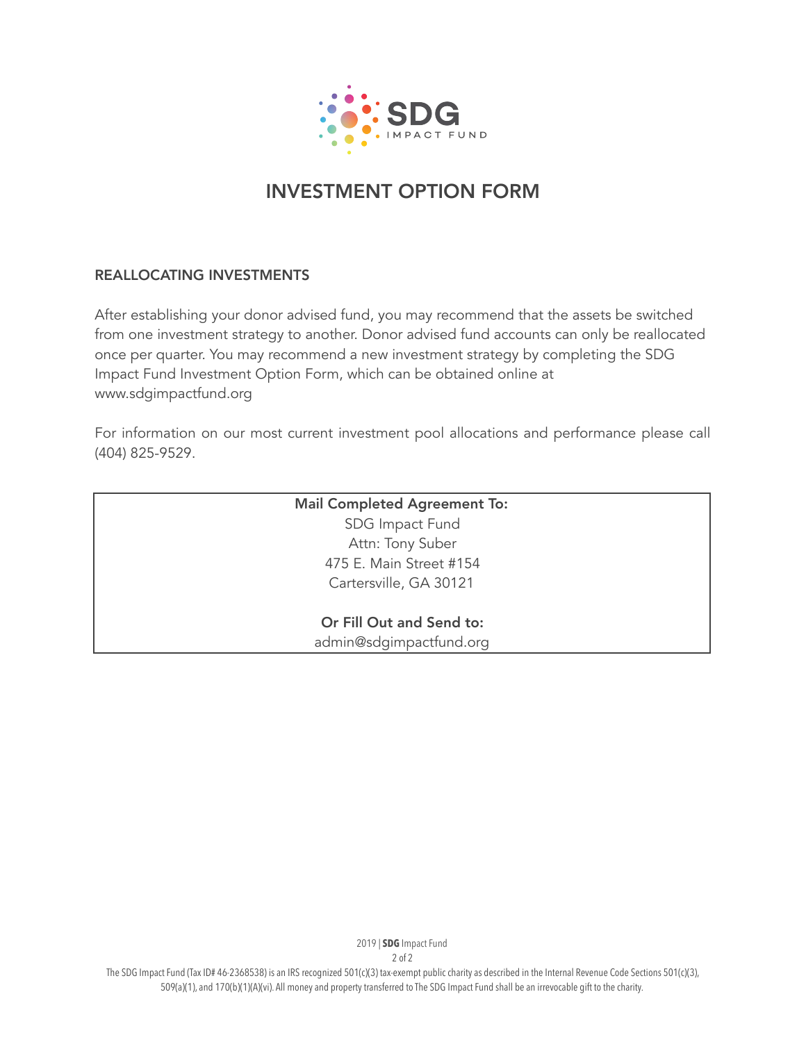# INVESTMENT OPTION FORM

## REALLOCATING INVESTMENTS

After establishing your donor advised fund, you may recommend that the assets be switched from one investment strategy to another. Donor advised fund accounts can only be reallocated once per quarter. You may recommend a new investment strategy by completing the SDG Impact Fund Investment Option Form, which can be obtained online at www.sdgimpactfund.org

For information on our most current investment pool allocations and performance please call (404) 825-9529.

**Mail Completed Agreement To:**
SDG Impact Fund
Attn: Tony Suber
475 E. Main Street #154
Cartersville, GA 30121

**Or Fill Out and Send to:**
admin@sdgimpactfund.org

The SDG Impact Fund (Tax ID# 46-2368538) is an IRS recognized 501(c)(3) tax-exempt public charity as described in the Internal Revenue Code Sections 501(c)(3), 509(a)(1), and 170(b)(1)(A)(vi). All money and property transferred to The SDG Impact Fund shall be an irrevocable gift to the charity.